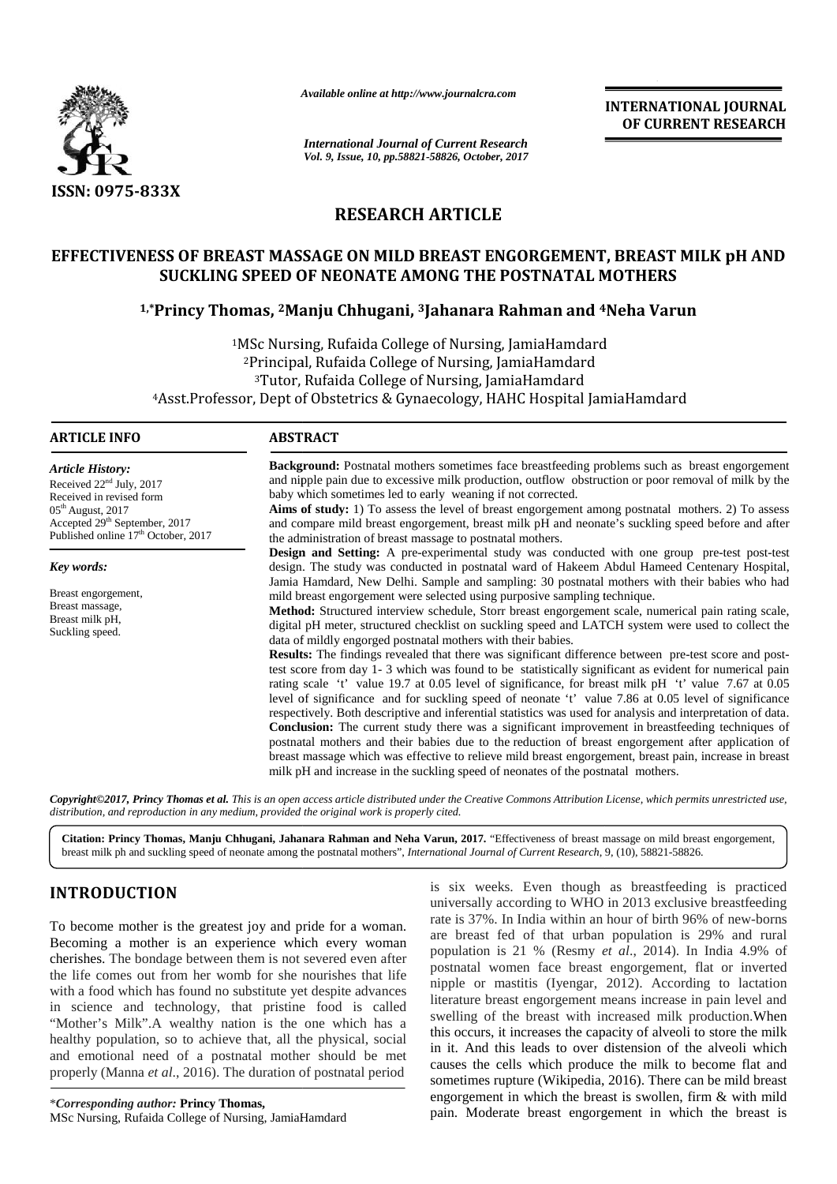ISSN: 0975-833X

*Available online at http://www.journalcra.com*

*International Journal of Current Research*
*Vol. 9, Issue, 10, pp.58821-58826, October, 2017*

**INTERNATIONAL JOURNAL OF CURRENT RESEARCH**

## RESEARCH ARTICLE

# EFFECTIVENESS OF BREAST MASSAGE ON MILD BREAST ENGORGEMENT, BREAST MILK pH AND SUCKLING SPEED OF NEONATE AMONG THE POSTNATAL MOTHERS

**[1,*]Princy Thomas, [2]Manju Chhugani, [3]Jahanara Rahman and [4]Neha Varun**

[1]MSc Nursing, Rufaida College of Nursing, JamiaHamdard
[2]Principal, Rufaida College of Nursing, JamiaHamdard
[3]Tutor, Rufaida College of Nursing, JamiaHamdard
[4]Asst.Professor, Dept of Obstetrics & Gynaecology, HAHC Hospital JamiaHamdard

### ARTICLE INFO

*Article History:*
Received 22[nd] July, 2017
Received in revised form
05[th] August, 2017
Accepted 29[th] September, 2017
Published online 17[th] October, 2017

*Key words:*

Breast engorgement,
Breast massage,
Breast milk pH,
Suckling speed.

### ABSTRACT

**Background:** Postnatal mothers sometimes face breastfeeding problems such as breast engorgement and nipple pain due to excessive milk production, outflow obstruction or poor removal of milk by the baby which sometimes led to early weaning if not corrected.

**Aims of study:** 1) To assess the level of breast engorgement among postnatal mothers. 2) To assess and compare mild breast engorgement, breast milk pH and neonate's suckling speed before and after the administration of breast massage to postnatal mothers.

**Design and Setting:** A pre-experimental study was conducted with one group pre-test post-test design. The study was conducted in postnatal ward of Hakeem Abdul Hameed Centenary Hospital, Jamia Hamdard, New Delhi. Sample and sampling: 30 postnatal mothers with their babies who had mild breast engorgement were selected using purposive sampling technique.

**Method:** Structured interview schedule, Storr breast engorgement scale, numerical pain rating scale, digital pH meter, structured checklist on suckling speed and LATCH system were used to collect the data of mildly engorged postnatal mothers with their babies.

**Results:** The findings revealed that there was significant difference between pre-test score and post-test score from day 1- 3 which was found to be statistically significant as evident for numerical pain rating scale 't' value 19.7 at 0.05 level of significance, for breast milk pH 't' value 7.67 at 0.05 level of significance and for suckling speed of neonate 't' value 7.86 at 0.05 level of significance respectively. Both descriptive and inferential statistics was used for analysis and interpretation of data.

**Conclusion:** The current study there was a significant improvement in breastfeeding techniques of postnatal mothers and their babies due to the reduction of breast engorgement after application of breast massage which was effective to relieve mild breast engorgement, breast pain, increase in breast milk pH and increase in the suckling speed of neonates of the postnatal mothers.

*Copyright©2017, Princy Thomas et al. This is an open access article distributed under the Creative Commons Attribution License, which permits unrestricted use, distribution, and reproduction in any medium, provided the original work is properly cited.*

**Citation: Princy Thomas, Manju Chhugani, Jahanara Rahman and Neha Varun, 2017.** "Effectiveness of breast massage on mild breast engorgement, breast milk ph and suckling speed of neonate among the postnatal mothers", *International Journal of Current Research*, 9, (10), 58821-58826.

## INTRODUCTION

To become mother is the greatest joy and pride for a woman. Becoming a mother is an experience which every woman cherishes. The bondage between them is not severed even after the life comes out from her womb for she nourishes that life with a food which has found no substitute yet despite advances in science and technology, that pristine food is called "Mother's Milk".A wealthy nation is the one which has a healthy population, so to achieve that, all the physical, social and emotional need of a postnatal mother should be met properly (Manna *et al*., 2016). The duration of postnatal period is six weeks. Even though as breastfeeding is practiced universally according to WHO in 2013 exclusive breastfeeding rate is 37%. In India within an hour of birth 96% of new-borns are breast fed of that urban population is 29% and rural population is 21 % (Resmy *et al*., 2014). In India 4.9% of postnatal women face breast engorgement, flat or inverted nipple or mastitis (Iyengar, 2012). According to lactation literature breast engorgement means increase in pain level and swelling of the breast with increased milk production.When this occurs, it increases the capacity of alveoli to store the milk in it. And this leads to over distension of the alveoli which causes the cells which produce the milk to become flat and sometimes rupture (Wikipedia, 2016). There can be mild breast engorgement in which the breast is swollen, firm & with mild pain. Moderate breast engorgement in which the breast is

\**Corresponding author:* **Princy Thomas,**
MSc Nursing, Rufaida College of Nursing, JamiaHamdard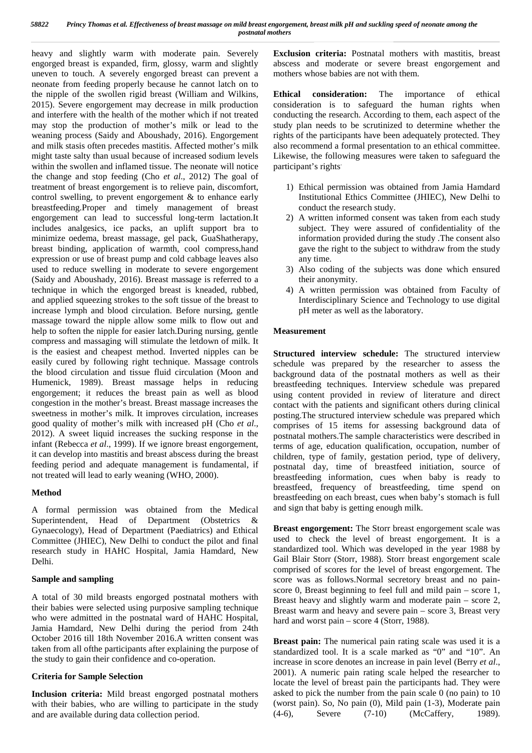heavy and slightly warm with moderate pain. Severely engorged breast is expanded, firm, glossy, warm and slightly uneven to touch. A severely engorged breast can prevent a neonate from feeding properly because he cannot latch on to the nipple of the swollen rigid breast (William and Wilkins, 2015). Severe engorgement may decrease in milk production and interfere with the health of the mother which if not treated may stop the production of mother's milk or lead to the weaning process (Saidy and Aboushady, 2016). Engorgement and milk stasis often precedes mastitis. Affected mother's milk might taste salty than usual because of increased sodium levels within the swollen and inflamed tissue. The neonate will notice the change and stop feeding (Cho *et al*., 2012) The goal of treatment of breast engorgement is to relieve pain, discomfort, control swelling, to prevent engorgement & to enhance early breastfeeding.Proper and timely management of breast engorgement can lead to successful long-term lactation.It includes analgesics, ice packs, an uplift support bra to minimize oedema, breast massage, gel pack, GuaShatherapy, breast binding, application of warmth, cool compress,hand expression or use of breast pump and cold cabbage leaves also used to reduce swelling in moderate to severe engorgement (Saidy and Aboushady, 2016). Breast massage is referred to a technique in which the engorged breast is kneaded, rubbed, and applied squeezing strokes to the soft tissue of the breast to increase lymph and blood circulation. Before nursing, gentle massage toward the nipple allow some milk to flow out and help to soften the nipple for easier latch.During nursing, gentle compress and massaging will stimulate the letdown of milk. It is the easiest and cheapest method. Inverted nipples can be easily cured by following right technique. Massage controls the blood circulation and tissue fluid circulation (Moon and Humenick, 1989). Breast massage helps in reducing engorgement; it reduces the breast pain as well as blood congestion in the mother's breast. Breast massage increases the sweetness in mother's milk. It improves circulation, increases good quality of mother's milk with increased pH (Cho *et al*., 2012). A sweet liquid increases the sucking response in the infant (Rebecca *et al*., 1999). If we ignore breast engorgement, it can develop into mastitis and breast abscess during the breast feeding period and adequate management is fundamental, if not treated will lead to early weaning (WHO, 2000).

## Method

A formal permission was obtained from the Medical Superintendent, Head of Department (Obstetrics & Gynaecology), Head of Department (Paediatrics) and Ethical Committee (JHIEC), New Delhi to conduct the pilot and final research study in HAHC Hospital, Jamia Hamdard, New Delhi.

### Sample and sampling

A total of 30 mild breasts engorged postnatal mothers with their babies were selected using purposive sampling technique who were admitted in the postnatal ward of HAHC Hospital, Jamia Hamdard, New Delhi during the period from 24th October 2016 till 18th November 2016.A written consent was taken from all ofthe participants after explaining the purpose of the study to gain their confidence and co-operation.

### Criteria for Sample Selection

**Inclusion criteria:** Mild breast engorged postnatal mothers with their babies, who are willing to participate in the study and are available during data collection period.

**Exclusion criteria:** Postnatal mothers with mastitis, breast abscess and moderate or severe breast engorgement and mothers whose babies are not with them.

**Ethical consideration:** The importance of ethical consideration is to safeguard the human rights when conducting the research. According to them, each aspect of the study plan needs to be scrutinized to determine whether the rights of the participants have been adequately protected. They also recommend a formal presentation to an ethical committee. Likewise, the following measures were taken to safeguard the participant's rights.

1) Ethical permission was obtained from Jamia Hamdard Institutional Ethics Committee (JHIEC), New Delhi to conduct the research study.
2) A written informed consent was taken from each study subject. They were assured of confidentiality of the information provided during the study .The consent also gave the right to the subject to withdraw from the study any time.
3) Also coding of the subjects was done which ensured their anonymity.
4) A written permission was obtained from Faculty of Interdisciplinary Science and Technology to use digital pH meter as well as the laboratory.

### Measurement

**Structured interview schedule:** The structured interview schedule was prepared by the researcher to assess the background data of the postnatal mothers as well as their breastfeeding techniques. Interview schedule was prepared using content provided in review of literature and direct contact with the patients and significant others during clinical posting.The structured interview schedule was prepared which comprises of 15 items for assessing background data of postnatal mothers.The sample characteristics were described in terms of age, education qualification, occupation, number of children, type of family, gestation period, type of delivery, postnatal day, time of breastfeed initiation, source of breastfeeding information, cues when baby is ready to breastfeed, frequency of breastfeeding, time spend on breastfeeding on each breast, cues when baby's stomach is full and sign that baby is getting enough milk.

**Breast engorgement:** The Storr breast engorgement scale was used to check the level of breast engorgement. It is a standardized tool. Which was developed in the year 1988 by Gail Blair Storr (Storr, 1988). Storr breast engorgement scale comprised of scores for the level of breast engorgement. The score was as follows.Normal secretory breast and no pain-score 0, Breast beginning to feel full and mild pain – score 1, Breast heavy and slightly warm and moderate pain – score 2, Breast warm and heavy and severe pain – score 3, Breast very hard and worst pain – score 4 (Storr, 1988).

**Breast pain:** The numerical pain rating scale was used it is a standardized tool. It is a scale marked as "0" and "10". An increase in score denotes an increase in pain level (Berry *et al*., 2001). A numeric pain rating scale helped the researcher to locate the level of breast pain the participants had. They were asked to pick the number from the pain scale 0 (no pain) to 10 (worst pain). So, No pain (0), Mild pain (1-3), Moderate pain (4-6), Severe (7-10) (McCaffery, 1989).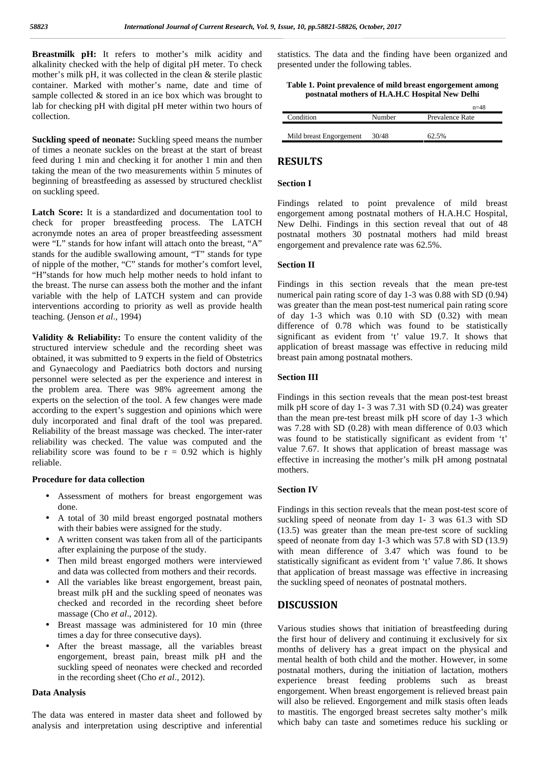**Breastmilk pH:** It refers to mother's milk acidity and alkalinity checked with the help of digital pH meter. To check mother's milk pH, it was collected in the clean & sterile plastic container. Marked with mother's name, date and time of sample collected & stored in an ice box which was brought to lab for checking pH with digital pH meter within two hours of collection.

**Suckling speed of neonate:** Suckling speed means the number of times a neonate suckles on the breast at the start of breast feed during 1 min and checking it for another 1 min and then taking the mean of the two measurements within 5 minutes of beginning of breastfeeding as assessed by structured checklist on suckling speed.

**Latch Score:** It is a standardized and documentation tool to check for proper breastfeeding process. The LATCH acronymde notes an area of proper breastfeeding assessment were "L" stands for how infant will attach onto the breast, "A" stands for the audible swallowing amount, "T" stands for type of nipple of the mother, "C" stands for mother's comfort level, "H"stands for how much help mother needs to hold infant to the breast. The nurse can assess both the mother and the infant variable with the help of LATCH system and can provide interventions according to priority as well as provide health teaching. (Jenson *et al*., 1994)

**Validity & Reliability:** To ensure the content validity of the structured interview schedule and the recording sheet was obtained, it was submitted to 9 experts in the field of Obstetrics and Gynaecology and Paediatrics both doctors and nursing personnel were selected as per the experience and interest in the problem area. There was 98% agreement among the experts on the selection of the tool. A few changes were made according to the expert's suggestion and opinions which were duly incorporated and final draft of the tool was prepared. Reliability of the breast massage was checked. The inter-rater reliability was checked. The value was computed and the reliability score was found to be r = 0.92 which is highly reliable.

**Procedure for data collection**

- Assessment of mothers for breast engorgement was done.
- A total of 30 mild breast engorged postnatal mothers with their babies were assigned for the study.
- A written consent was taken from all of the participants after explaining the purpose of the study.
- Then mild breast engorged mothers were interviewed and data was collected from mothers and their records.
- All the variables like breast engorgement, breast pain, breast milk pH and the suckling speed of neonates was checked and recorded in the recording sheet before massage (Cho *et al*., 2012).
- Breast massage was administered for 10 min (three times a day for three consecutive days).
- After the breast massage, all the variables breast engorgement, breast pain, breast milk pH and the suckling speed of neonates were checked and recorded in the recording sheet (Cho *et al*., 2012).

**Data Analysis**

The data was entered in master data sheet and followed by analysis and interpretation using descriptive and inferential statistics. The data and the finding have been organized and presented under the following tables.

**Table 1. Point prevalence of mild breast engorgement among postnatal mothers of H.A.H.C Hospital New Delhi**

n=48

| Condition | Number | Prevalence Rate |
|---|---|---|
| Mild breast Engorgement | 30/48 | 62.5% |

## RESULTS

### Section I

Findings related to point prevalence of mild breast engorgement among postnatal mothers of H.A.H.C Hospital, New Delhi. Findings in this section reveal that out of 48 postnatal mothers 30 postnatal mothers had mild breast engorgement and prevalence rate was 62.5%.

### Section II

Findings in this section reveals that the mean pre-test numerical pain rating score of day 1-3 was 0.88 with SD (0.94) was greater than the mean post-test numerical pain rating score of day 1-3 which was 0.10 with SD (0.32) with mean difference of 0.78 which was found to be statistically significant as evident from 't' value 19.7. It shows that application of breast massage was effective in reducing mild breast pain among postnatal mothers.

### Section III

Findings in this section reveals that the mean post-test breast milk pH score of day 1- 3 was 7.31 with SD (0.24) was greater than the mean pre-test breast milk pH score of day 1-3 which was 7.28 with SD (0.28) with mean difference of 0.03 which was found to be statistically significant as evident from 't' value 7.67. It shows that application of breast massage was effective in increasing the mother's milk pH among postnatal mothers.

### Section IV

Findings in this section reveals that the mean post-test score of suckling speed of neonate from day 1- 3 was 61.3 with SD (13.5) was greater than the mean pre-test score of suckling speed of neonate from day 1-3 which was 57.8 with SD (13.9) with mean difference of 3.47 which was found to be statistically significant as evident from 't' value 7.86. It shows that application of breast massage was effective in increasing the suckling speed of neonates of postnatal mothers.

## DISCUSSION

Various studies shows that initiation of breastfeeding during the first hour of delivery and continuing it exclusively for six months of delivery has a great impact on the physical and mental health of both child and the mother. However, in some postnatal mothers, during the initiation of lactation, mothers experience breast feeding problems such as breast engorgement. When breast engorgement is relieved breast pain will also be relieved. Engorgement and milk stasis often leads to mastitis. The engorged breast secretes salty mother's milk which baby can taste and sometimes reduce his suckling or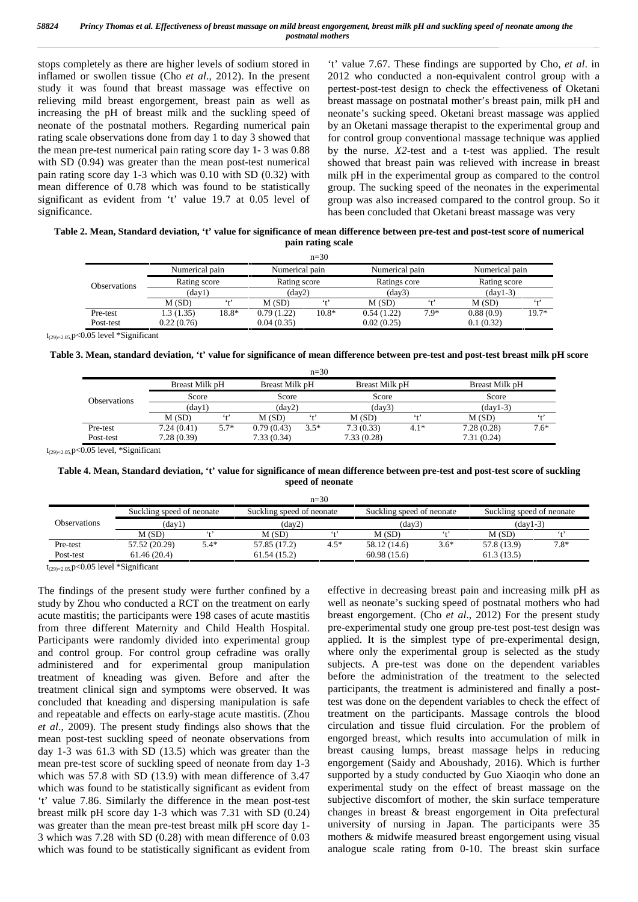stops completely as there are higher levels of sodium stored in inflamed or swollen tissue (Cho *et al*., 2012). In the present study it was found that breast massage was effective on relieving mild breast engorgement, breast pain as well as increasing the pH of breast milk and the suckling speed of neonate of the postnatal mothers. Regarding numerical pain rating scale observations done from day 1 to day 3 showed that the mean pre-test numerical pain rating score day 1- 3 was 0.88 with SD (0.94) was greater than the mean post-test numerical pain rating score day 1-3 which was 0.10 with SD (0.32) with mean difference of 0.78 which was found to be statistically significant as evident from 't' value 19.7 at 0.05 level of significance.

't' value 7.67. These findings are supported by Cho, *et al*. in 2012 who conducted a non-equivalent control group with a pertest-post-test design to check the effectiveness of Oketani breast massage on postnatal mother's breast pain, milk pH and neonate's sucking speed. Oketani breast massage was applied by an Oketani massage therapist to the experimental group and for control group conventional massage technique was applied by the nurse. *X2*-test and a t-test was applied. The result showed that breast pain was relieved with increase in breast milk pH in the experimental group as compared to the control group. The sucking speed of the neonates in the experimental group was also increased compared to the control group. So it has been concluded that Oketani breast massage was very

**Table 2. Mean, Standard deviation, 't' value for significance of mean difference between pre-test and post-test score of numerical pain rating scale**

n=30

| Observations | Numerical pain Rating score (day1) | | Numerical pain Rating score (day2) | | Numerical pain Ratings core (day3) | | Numerical pain Rating score (day1-3) | |
|---|---|---|---|---|---|---|---|---|
| | M (SD) | 't' | M (SD) | 't' | M (SD) | 't' | M (SD) | 't' |
| Pre-test | 1.3 (1.35) | 18.8* | 0.79 (1.22) | 10.8* | 0.54 (1.22) | 7.9* | 0.88 (0.9) | 19.7* |
| Post-test | 0.22 (0.76) | | 0.04 (0.35) | | 0.02 (0.25) | | 0.1 (0.32) | |

$t_{(29)=2.05}$, $p<0.05$ level *Significant

**Table 3. Mean, standard deviation, 't' value for significance of mean difference between pre-test and post-test breast milk pH score**

n=30

| Observations | Breast Milk pH Score (day1) | | Breast Milk pH Score (day2) | | Breast Milk pH Score (day3) | | Breast Milk pH Score (day1-3) | |
|---|---|---|---|---|---|---|---|---|
| | M (SD) | 't' | M (SD) | 't' | M (SD) | 't' | M (SD) | 't' |
| Pre-test | 7.24 (0.41) | 5.7* | 0.79 (0.43) | 3.5* | 7.3 (0.33) | 4.1* | 7.28 (0.28) | 7.6* |
| Post-test | 7.28 (0.39) | | 7.33 (0.34) | | 7.33 (0.28) | | 7.31 (0.24) | |

$t_{(29)=2.05}$, $p<0.05$ level, *Significant

**Table 4. Mean, Standard deviation, 't' value for significance of mean difference between pre-test and post-test score of suckling speed of neonate**

n=30

| Observations | Suckling speed of neonate (day1) | | Suckling speed of neonate (day2) | | Suckling speed of neonate (day3) | | Suckling speed of neonate (day1-3) | |
|---|---|---|---|---|---|---|---|---|
| | M (SD) | 't' | M (SD) | 't' | M (SD) | 't' | M (SD) | 't' |
| Pre-test | 57.52 (20.29) | 5.4* | 57.85 (17.2) | 4.5* | 58.12 (14.6) | 3.6* | 57.8 (13.9) | 7.8* |
| Post-test | 61.46 (20.4) | | 61.54 (15.2) | | 60.98 (15.6) | | 61.3 (13.5) | |

$t_{(29)=2.05}$, $p<0.05$ level *Significant

The findings of the present study were further confined by a study by Zhou who conducted a RCT on the treatment on early acute mastitis; the participants were 198 cases of acute mastitis from three different Maternity and Child Health Hospital. Participants were randomly divided into experimental group and control group. For control group cefradine was orally administered and for experimental group manipulation treatment of kneading was given. Before and after the treatment clinical sign and symptoms were observed. It was concluded that kneading and dispersing manipulation is safe and repeatable and effects on early-stage acute mastitis. (Zhou *et al*., 2009). The present study findings also shows that the mean post-test suckling speed of neonate observations from day 1-3 was 61.3 with SD (13.5) which was greater than the mean pre-test score of suckling speed of neonate from day 1-3 which was 57.8 with SD (13.9) with mean difference of 3.47 which was found to be statistically significant as evident from 't' value 7.86. Similarly the difference in the mean post-test breast milk pH score day 1-3 which was 7.31 with SD (0.24) was greater than the mean pre-test breast milk pH score day 1-3 which was 7.28 with SD (0.28) with mean difference of 0.03 which was found to be statistically significant as evident from

effective in decreasing breast pain and increasing milk pH as well as neonate's sucking speed of postnatal mothers who had breast engorgement. (Cho *et al*., 2012) For the present study pre-experimental study one group pre-test post-test design was applied. It is the simplest type of pre-experimental design, where only the experimental group is selected as the study subjects. A pre-test was done on the dependent variables before the administration of the treatment to the selected participants, the treatment is administered and finally a post-test was done on the dependent variables to check the effect of treatment on the participants. Massage controls the blood circulation and tissue fluid circulation. For the problem of engorged breast, which results into accumulation of milk in breast causing lumps, breast massage helps in reducing engorgement (Saidy and Aboushady, 2016). Which is further supported by a study conducted by Guo Xiaoqin who done an experimental study on the effect of breast massage on the subjective discomfort of mother, the skin surface temperature changes in breast & breast engorgement in Oita prefectural university of nursing in Japan. The participants were 35 mothers & midwife measured breast engorgement using visual analogue scale rating from 0-10. The breast skin surface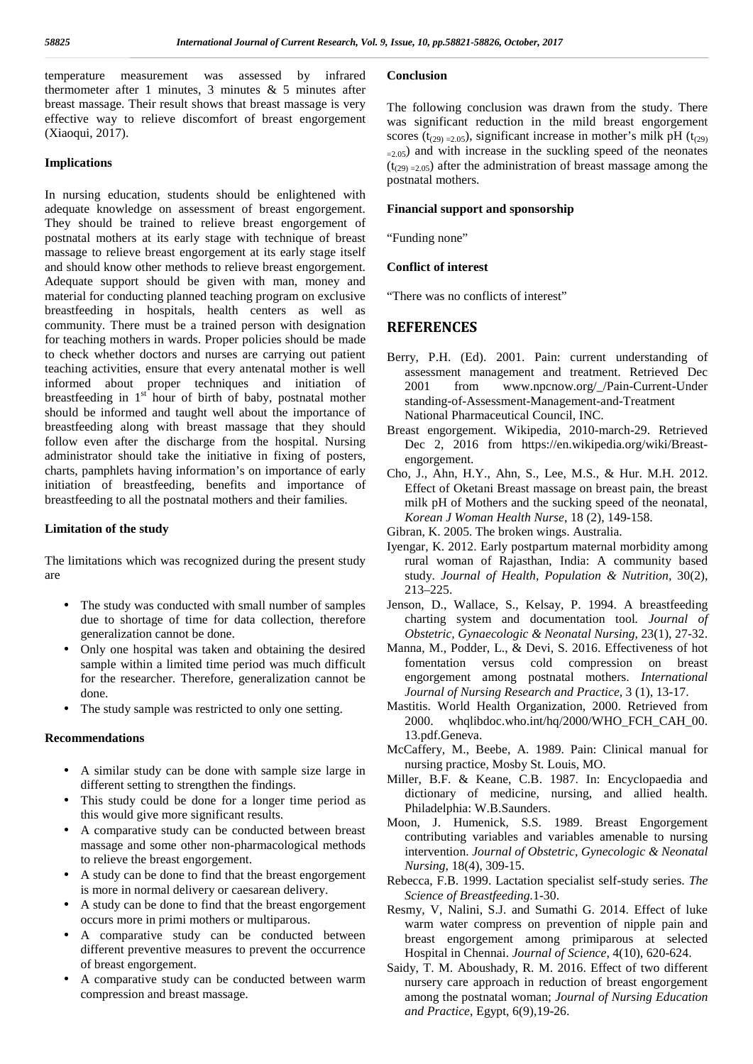temperature measurement was assessed by infrared thermometer after 1 minutes, 3 minutes & 5 minutes after breast massage. Their result shows that breast massage is very effective way to relieve discomfort of breast engorgement (Xiaoqui, 2017).

### Implications

In nursing education, students should be enlightened with adequate knowledge on assessment of breast engorgement. They should be trained to relieve breast engorgement of postnatal mothers at its early stage with technique of breast massage to relieve breast engorgement at its early stage itself and should know other methods to relieve breast engorgement. Adequate support should be given with man, money and material for conducting planned teaching program on exclusive breastfeeding in hospitals, health centers as well as community. There must be a trained person with designation for teaching mothers in wards. Proper policies should be made to check whether doctors and nurses are carrying out patient teaching activities, ensure that every antenatal mother is well informed about proper techniques and initiation of breastfeeding in 1st hour of birth of baby, postnatal mother should be informed and taught well about the importance of breastfeeding along with breast massage that they should follow even after the discharge from the hospital. Nursing administrator should take the initiative in fixing of posters, charts, pamphlets having information's on importance of early initiation of breastfeeding, benefits and importance of breastfeeding to all the postnatal mothers and their families.

### Limitation of the study

The limitations which was recognized during the present study are

- The study was conducted with small number of samples due to shortage of time for data collection, therefore generalization cannot be done.
- Only one hospital was taken and obtaining the desired sample within a limited time period was much difficult for the researcher. Therefore, generalization cannot be done.
- The study sample was restricted to only one setting.

### Recommendations

- A similar study can be done with sample size large in different setting to strengthen the findings.
- This study could be done for a longer time period as this would give more significant results.
- A comparative study can be conducted between breast massage and some other non-pharmacological methods to relieve the breast engorgement.
- A study can be done to find that the breast engorgement is more in normal delivery or caesarean delivery.
- A study can be done to find that the breast engorgement occurs more in primi mothers or multiparous.
- A comparative study can be conducted between different preventive measures to prevent the occurrence of breast engorgement.
- A comparative study can be conducted between warm compression and breast massage.

### Conclusion

The following conclusion was drawn from the study. There was significant reduction in the mild breast engorgement scores ($t_{(29)=2.05}$), significant increase in mother's milk pH ($t_{(29)=2.05}$) and with increase in the suckling speed of the neonates ($t_{(29)=2.05}$) after the administration of breast massage among the postnatal mothers.

### Financial support and sponsorship

"Funding none"

### Conflict of interest

"There was no conflicts of interest"

## REFERENCES

Berry, P.H. (Ed). 2001. Pain: current understanding of assessment management and treatment. Retrieved Dec 2001 from www.npcnow.org/_/Pain-Current-Under standing-of-Assessment-Management-and-Treatment National Pharmaceutical Council, INC.

Breast engorgement. Wikipedia, 2010-march-29. Retrieved Dec 2, 2016 from https://en.wikipedia.org/wiki/Breast-engorgement.

Cho, J., Ahn, H.Y., Ahn, S., Lee, M.S., & Hur. M.H. 2012. Effect of Oketani Breast massage on breast pain, the breast milk pH of Mothers and the sucking speed of the neonatal, *Korean J Woman Health Nurse*, 18 (2), 149-158.

Gibran, K. 2005. The broken wings. Australia.

Iyengar, K. 2012. Early postpartum maternal morbidity among rural woman of Rajasthan, India: A community based study. *Journal of Health, Population & Nutrition*, 30(2), 213–225.

Jenson, D., Wallace, S., Kelsay, P. 1994. A breastfeeding charting system and documentation tool. *Journal of Obstetric, Gynaecologic & Neonatal Nursing*, 23(1), 27-32.

Manna, M., Podder, L., & Devi, S. 2016. Effectiveness of hot fomentation versus cold compression on breast engorgement among postnatal mothers. *International Journal of Nursing Research and Practice*, 3 (1), 13-17.

Mastitis. World Health Organization, 2000. Retrieved from 2000. whqlibdoc.who.int/hq/2000/WHO_FCH_CAH_00. 13.pdf.Geneva.

McCaffery, M., Beebe, A. 1989. Pain: Clinical manual for nursing practice, Mosby St. Louis, MO.

Miller, B.F. & Keane, C.B. 1987. In: Encyclopaedia and dictionary of medicine, nursing, and allied health. Philadelphia: W.B.Saunders.

Moon, J. Humenick, S.S. 1989. Breast Engorgement contributing variables and variables amenable to nursing intervention. *Journal of Obstetric, Gynecologic & Neonatal Nursing*, 18(4), 309-15.

Rebecca, F.B. 1999. Lactation specialist self-study series. *The Science of Breastfeeding*.1-30.

Resmy, V, Nalini, S.J. and Sumathi G. 2014. Effect of luke warm water compress on prevention of nipple pain and breast engorgement among primiparous at selected Hospital in Chennai. *Journal of Science*, 4(10), 620-624.

Saidy, T. M. Aboushady, R. M. 2016. Effect of two different nursery care approach in reduction of breast engorgement among the postnatal woman; *Journal of Nursing Education and Practice*, Egypt, 6(9),19-26.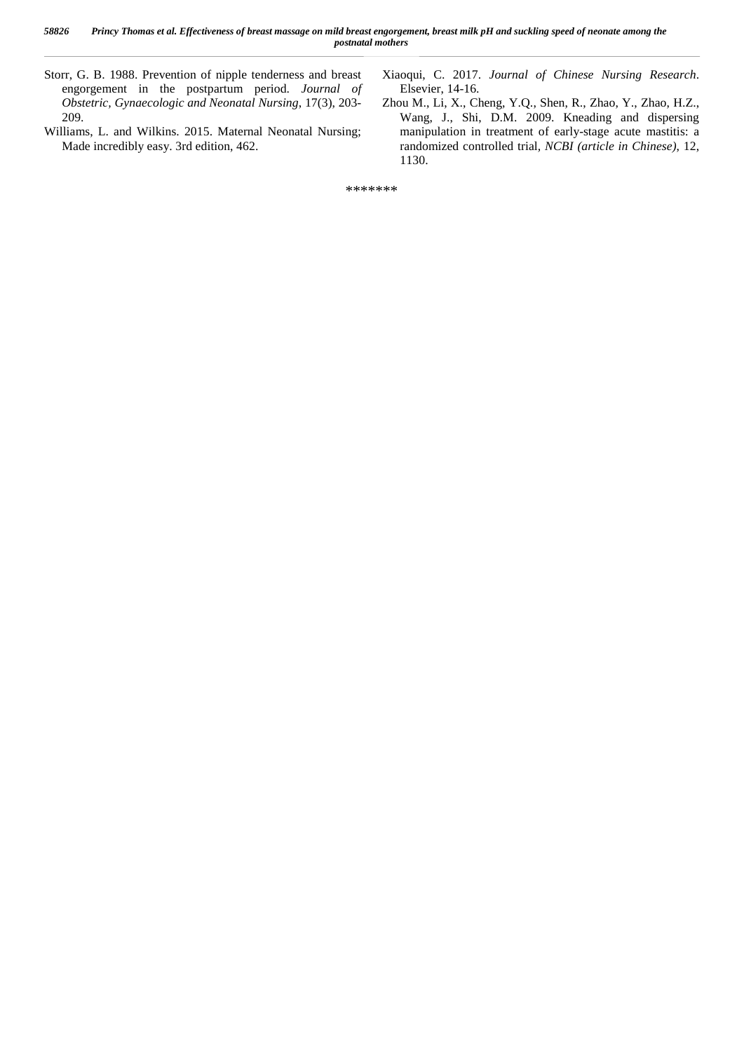Storr, G. B. 1988. Prevention of nipple tenderness and breast engorgement in the postpartum period. *Journal of Obstetric, Gynaecologic and Neonatal Nursing*, 17(3), 203-209.

Williams, L. and Wilkins. 2015. Maternal Neonatal Nursing; Made incredibly easy. 3rd edition, 462.

Xiaoqui, C. 2017. *Journal of Chinese Nursing Research*. Elsevier, 14-16.

Zhou M., Li, X., Cheng, Y.Q., Shen, R., Zhao, Y., Zhao, H.Z., Wang, J., Shi, D.M. 2009. Kneading and dispersing manipulation in treatment of early-stage acute mastitis: a randomized controlled trial, *NCBI (article in Chinese)*, 12, 1130.

*******